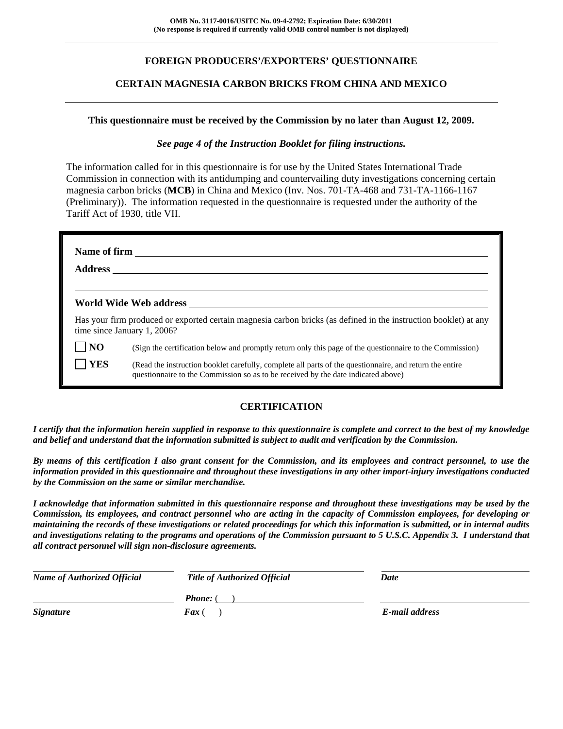**OMB No. 3117-0016/USITC No. 09-4-2792; Expiration Date: 6/30/2011**
**(No response is required if currently valid OMB control number is not displayed)**

---

## FOREIGN PRODUCERS'/EXPORTERS' QUESTIONNAIRE

## CERTAIN MAGNESIA CARBON BRICKS FROM CHINA AND MEXICO

---

**This questionnaire must be received by the Commission by no later than August 12, 2009.**

***See page 4 of the Instruction Booklet for filing instructions.***

The information called for in this questionnaire is for use by the United States International Trade Commission in connection with its antidumping and countervailing duty investigations concerning certain magnesia carbon bricks (**MCB**) in China and Mexico (Inv. Nos. 701-TA-468 and 731-TA-1166-1167 (Preliminary)). The information requested in the questionnaire is requested under the authority of the Tariff Act of 1930, title VII.

**Name of firm** ______________________________

**Address** ______________________________

______________________________

**World Wide Web address** ______________________________

Has your firm produced or exported certain magnesia carbon bricks (as defined in the instruction booklet) at any time since January 1, 2006?

☐ **NO** (Sign the certification below and promptly return only this page of the questionnaire to the Commission)

☐ **YES** (Read the instruction booklet carefully, complete all parts of the questionnaire, and return the entire questionnaire to the Commission so as to be received by the date indicated above)

### CERTIFICATION

***I certify that the information herein supplied in response to this questionnaire is complete and correct to the best of my knowledge and belief and understand that the information submitted is subject to audit and verification by the Commission.***

***By means of this certification I also grant consent for the Commission, and its employees and contract personnel, to use the information provided in this questionnaire and throughout these investigations in any other import-injury investigations conducted by the Commission on the same or similar merchandise.***

***I acknowledge that information submitted in this questionnaire response and throughout these investigations may be used by the Commission, its employees, and contract personnel who are acting in the capacity of Commission employees, for developing or maintaining the records of these investigations or related proceedings for which this information is submitted, or in internal audits and investigations relating to the programs and operations of the Commission pursuant to 5 U.S.C. Appendix 3. I understand that all contract personnel will sign non-disclosure agreements.***

| ______________________________ | ______________________________ | ______________________________ |
|---|---|---|
| ***Name of Authorized Official*** | ***Title of Authorized Official*** | ***Date*** |
| ______________________________ | ***Phone:*** ( ) ______________ | ______________________________ |
| ***Signature*** | ***Fax*** ( ) ______________ | ***E-mail address*** |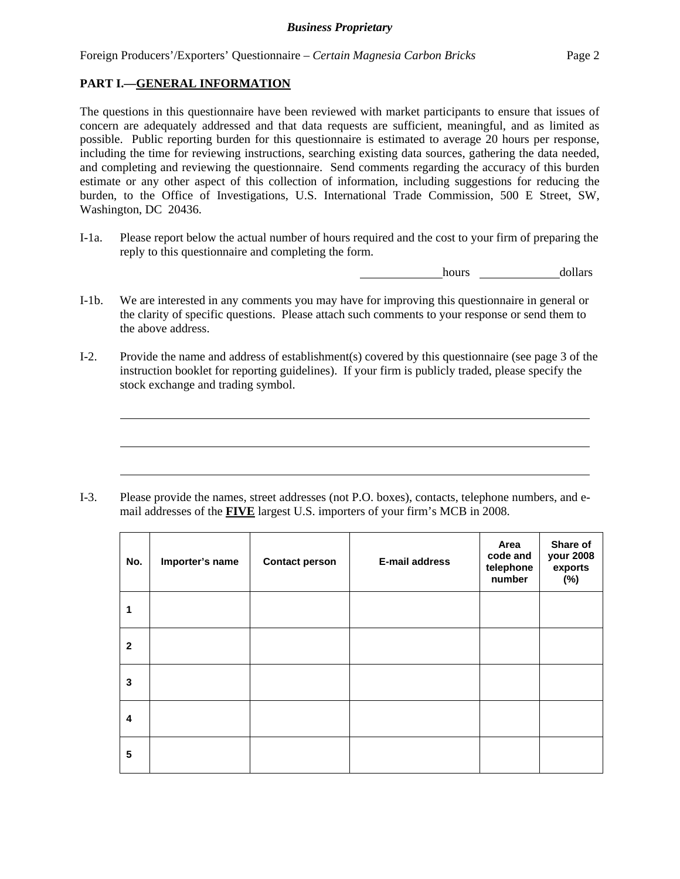## PART I.—GENERAL INFORMATION

The questions in this questionnaire have been reviewed with market participants to ensure that issues of concern are adequately addressed and that data requests are sufficient, meaningful, and as limited as possible. Public reporting burden for this questionnaire is estimated to average 20 hours per response, including the time for reviewing instructions, searching existing data sources, gathering the data needed, and completing and reviewing the questionnaire. Send comments regarding the accuracy of this burden estimate or any other aspect of this collection of information, including suggestions for reducing the burden, to the Office of Investigations, U.S. International Trade Commission, 500 E Street, SW, Washington, DC 20436.

I-1a. Please report below the actual number of hours required and the cost to your firm of preparing the reply to this questionnaire and completing the form.

\_\_\_\_\_\_\_\_\_\_\_\_ hours \_\_\_\_\_\_\_\_\_\_\_\_ dollars

I-1b. We are interested in any comments you may have for improving this questionnaire in general or the clarity of specific questions. Please attach such comments to your response or send them to the above address.

I-2. Provide the name and address of establishment(s) covered by this questionnaire (see page 3 of the instruction booklet for reporting guidelines). If your firm is publicly traded, please specify the stock exchange and trading symbol.

\_\_\_\_\_\_\_\_\_\_\_\_\_\_\_\_\_\_\_\_\_\_\_\_\_\_\_\_\_\_\_\_\_\_\_\_\_\_\_\_\_\_\_\_\_\_\_\_\_\_\_\_\_\_\_\_\_\_\_\_

\_\_\_\_\_\_\_\_\_\_\_\_\_\_\_\_\_\_\_\_\_\_\_\_\_\_\_\_\_\_\_\_\_\_\_\_\_\_\_\_\_\_\_\_\_\_\_\_\_\_\_\_\_\_\_\_\_\_\_\_

\_\_\_\_\_\_\_\_\_\_\_\_\_\_\_\_\_\_\_\_\_\_\_\_\_\_\_\_\_\_\_\_\_\_\_\_\_\_\_\_\_\_\_\_\_\_\_\_\_\_\_\_\_\_\_\_\_\_\_\_

I-3. Please provide the names, street addresses (not P.O. boxes), contacts, telephone numbers, and e-mail addresses of the **FIVE** largest U.S. importers of your firm's MCB in 2008.

| No. | Importer's name | Contact person | E-mail address | Area code and telephone number | Share of your 2008 exports (%) |
|---|---|---|---|---|---|
| 1 | | | | | |
| 2 | | | | | |
| 3 | | | | | |
| 4 | | | | | |
| 5 | | | | | |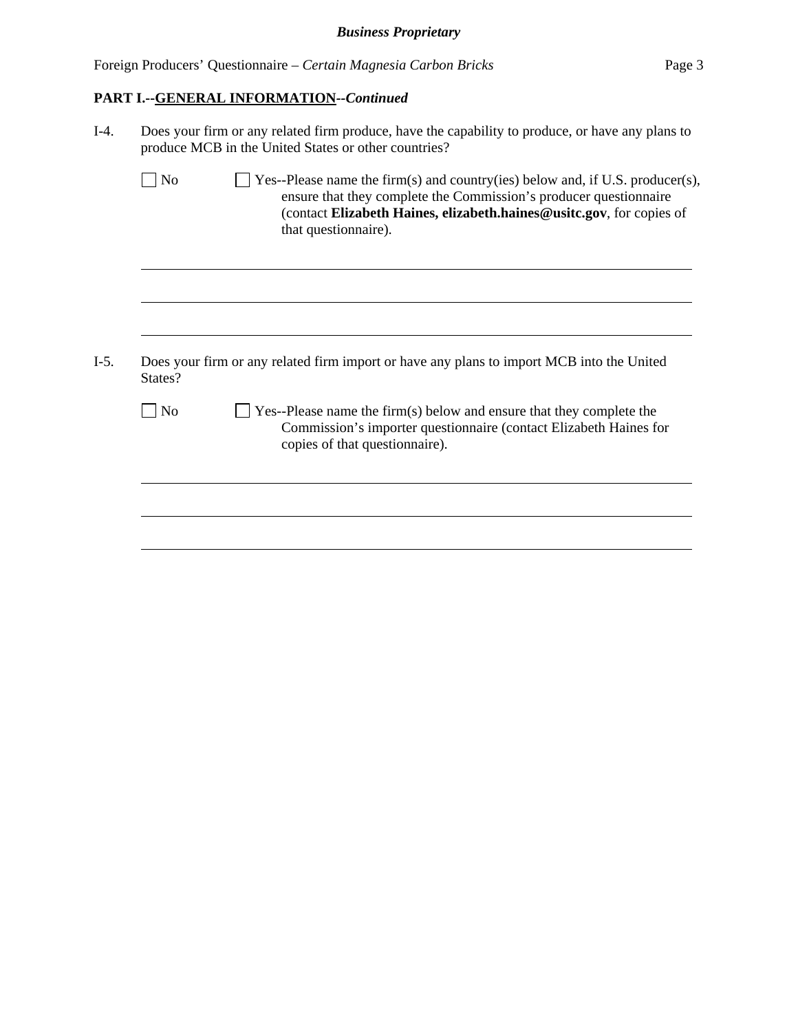**PART I.--GENERAL INFORMATION--*Continued***

I-4. Does your firm or any related firm produce, have the capability to produce, or have any plans to produce MCB in the United States or other countries?

☐ No ☐ Yes--Please name the firm(s) and country(ies) below and, if U.S. producer(s), ensure that they complete the Commission's producer questionnaire (contact **Elizabeth Haines, elizabeth.haines@usitc.gov**, for copies of that questionnaire).

______________________________________________________________________

______________________________________________________________________

______________________________________________________________________

I-5. Does your firm or any related firm import or have any plans to import MCB into the United States?

☐ No ☐ Yes--Please name the firm(s) below and ensure that they complete the Commission's importer questionnaire (contact Elizabeth Haines for copies of that questionnaire).

______________________________________________________________________

______________________________________________________________________

______________________________________________________________________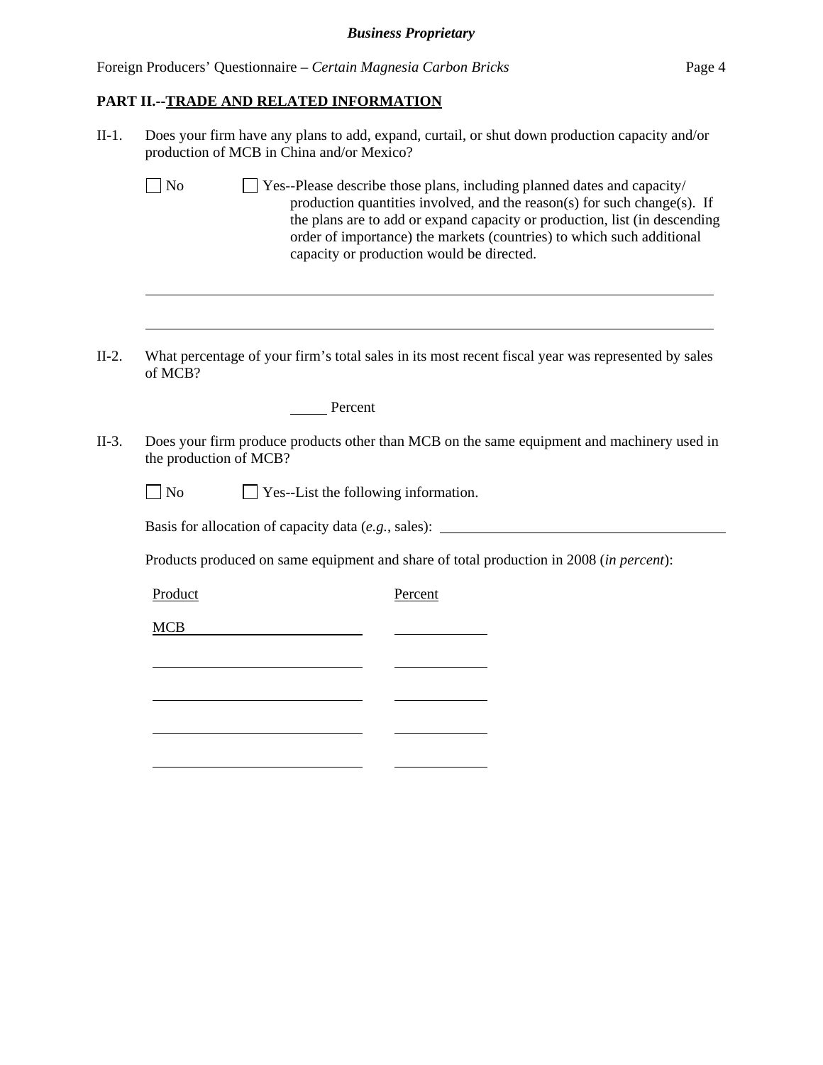## PART II.--TRADE AND RELATED INFORMATION

II-1. Does your firm have any plans to add, expand, curtail, or shut down production capacity and/or production of MCB in China and/or Mexico?

☐ No ☐ Yes--Please describe those plans, including planned dates and capacity/ production quantities involved, and the reason(s) for such change(s). If the plans are to add or expand capacity or production, list (in descending order of importance) the markets (countries) to which such additional capacity or production would be directed.

\_\_\_\_\_\_\_\_\_\_\_\_\_\_\_\_\_\_\_\_\_\_\_\_\_\_\_\_\_\_\_\_\_\_\_\_\_\_\_\_\_\_\_\_\_\_\_\_\_\_\_\_\_\_\_\_\_\_\_\_

\_\_\_\_\_\_\_\_\_\_\_\_\_\_\_\_\_\_\_\_\_\_\_\_\_\_\_\_\_\_\_\_\_\_\_\_\_\_\_\_\_\_\_\_\_\_\_\_\_\_\_\_\_\_\_\_\_\_\_\_

II-2. What percentage of your firm's total sales in its most recent fiscal year was represented by sales of MCB?

\_\_\_\_\_ Percent

II-3. Does your firm produce products other than MCB on the same equipment and machinery used in the production of MCB?

☐ No ☐ Yes--List the following information.

Basis for allocation of capacity data (*e.g.*, sales): \_\_\_\_\_\_\_\_\_\_\_\_\_\_\_\_\_\_\_\_\_\_\_\_\_\_\_\_

Products produced on same equipment and share of total production in 2008 (*in percent*):

| Product | Percent |
|---|---|
| MCB | |
| | |
| | |
| | |
| | |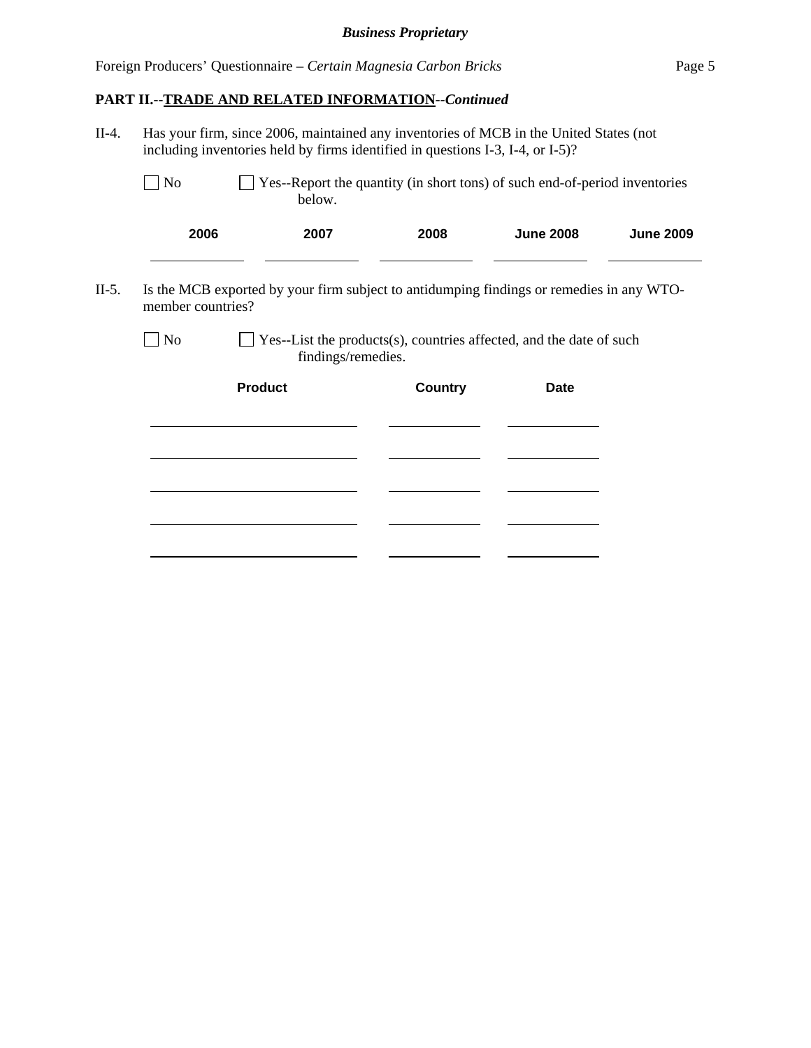**PART II.--TRADE AND RELATED INFORMATION--*Continued***

II-4. Has your firm, since 2006, maintained any inventories of MCB in the United States (not including inventories held by firms identified in questions I-3, I-4, or I-5)?

☐ No ☐ Yes--Report the quantity (in short tons) of such end-of-period inventories below.

| 2006 | 2007 | 2008 | June 2008 | June 2009 |
|---|---|---|---|---|
| | | | | |

II-5. Is the MCB exported by your firm subject to antidumping findings or remedies in any WTO-member countries?

☐ No ☐ Yes--List the products(s), countries affected, and the date of such findings/remedies.

| Product | Country | Date |
|---|---|---|
| | | |
| | | |
| | | |
| | | |
| | | |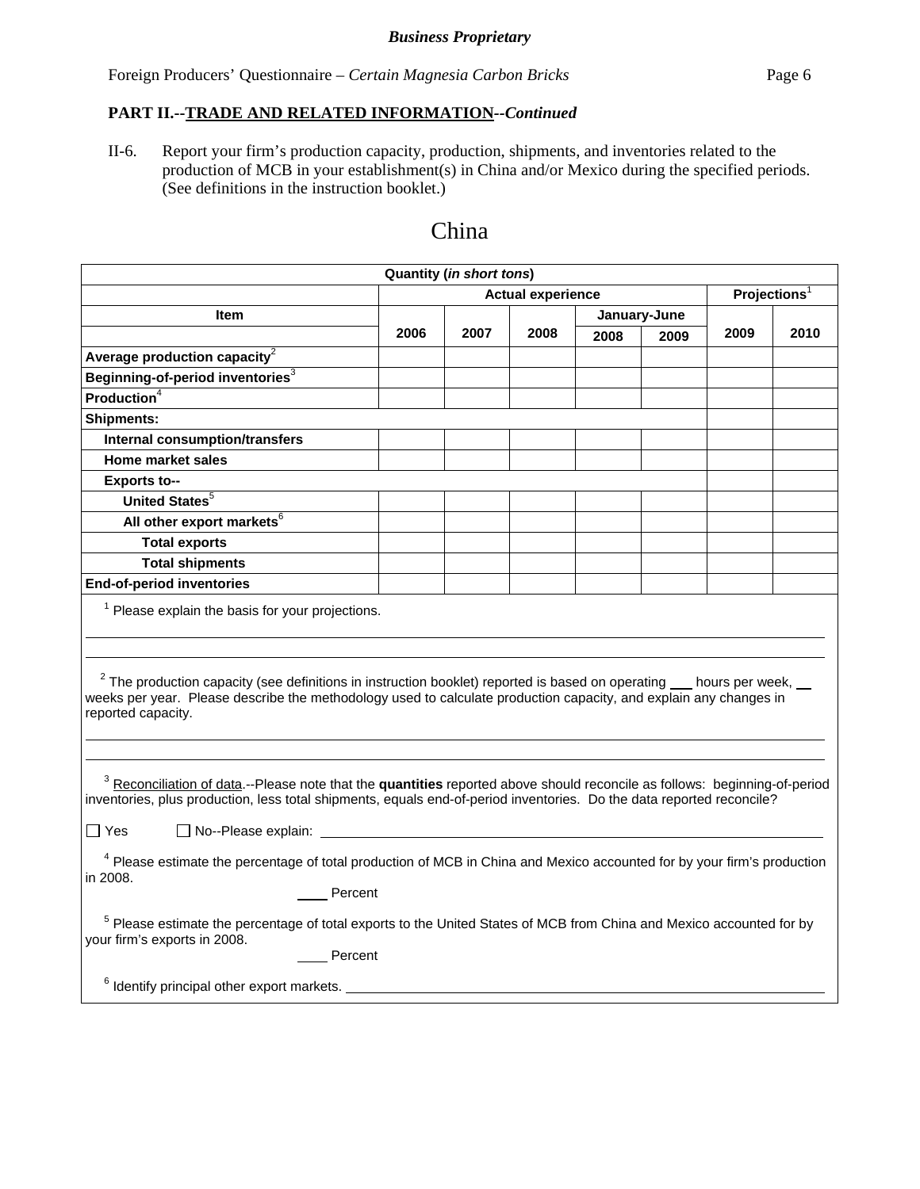*Business Proprietary*

Foreign Producers' Questionnaire – *Certain Magnesia Carbon Bricks*

**PART II.--TRADE AND RELATED INFORMATION--*Continued***

II-6. Report your firm's production capacity, production, shipments, and inventories related to the production of MCB in your establishment(s) in China and/or Mexico during the specified periods. (See definitions in the instruction booklet.)

# China

| Quantity (*in short tons*) | | | | | | | |
|---|---|---|---|---|---|---|---|
| | Actual experience | | | | | Projections[1] | |
| Item | | | | January-June | | | |
| | 2006 | 2007 | 2008 | 2008 | 2009 | 2009 | 2010 |
| **Average production capacity**[2] | | | | | | | |
| **Beginning-of-period inventories**[3] | | | | | | | |
| **Production**[4] | | | | | | | |
| **Shipments:** | | | | | | | |
| **Internal consumption/transfers** | | | | | | | |
| **Home market sales** | | | | | | | |
| **Exports to--** | | | | | | | |
| **United States**[5] | | | | | | | |
| **All other export markets**[6] | | | | | | | |
| **Total exports** | | | | | | | |
| **Total shipments** | | | | | | | |
| **End-of-period inventories** | | | | | | | |

[1] Please explain the basis for your projections.

___

[2] The production capacity (see definitions in instruction booklet) reported is based on operating ___ hours per week, ___ weeks per year. Please describe the methodology used to calculate production capacity, and explain any changes in reported capacity.

___

[3] Reconciliation of data.--Please note that the **quantities** reported above should reconcile as follows: beginning-of-period inventories, plus production, less total shipments, equals end-of-period inventories. Do the data reported reconcile?

☐ Yes ☐ No--Please explain: ___

[4] Please estimate the percentage of total production of MCB in China and Mexico accounted for by your firm's production in 2008.

___ Percent

[5] Please estimate the percentage of total exports to the United States of MCB from China and Mexico accounted for by your firm's exports in 2008.

___ Percent

[6] Identify principal other export markets. ___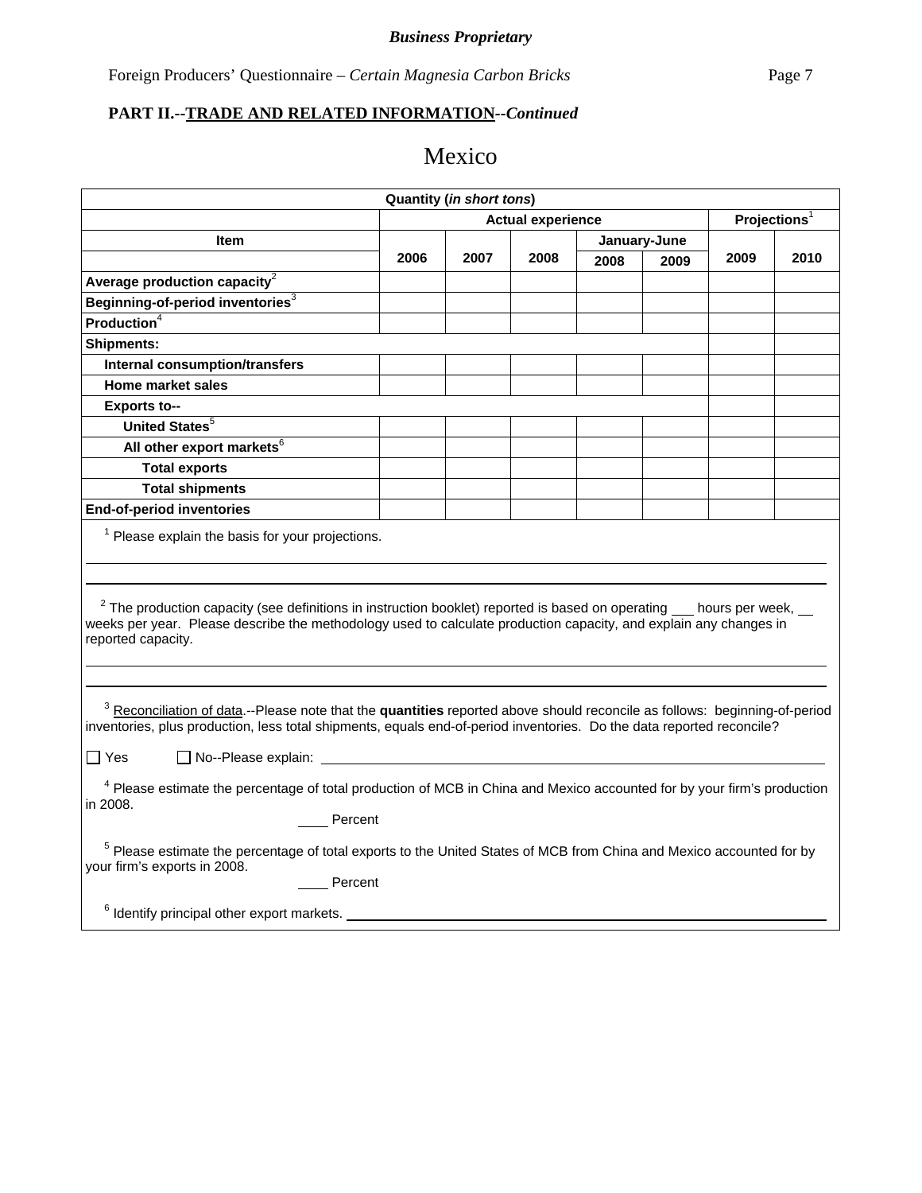***Business Proprietary***

Foreign Producers' Questionnaire – *Certain Magnesia Carbon Bricks*

**PART II.--TRADE AND RELATED INFORMATION--*Continued***

# Mexico

| Quantity (*in short tons*) | | | | | | | |
|---|---|---|---|---|---|---|---|
| | Actual experience | | | | | Projections[1] | |
| Item | | | | January-June | | | |
| | 2006 | 2007 | 2008 | 2008 | 2009 | 2009 | 2010 |
| **Average production capacity**[2] | | | | | | | |
| **Beginning-of-period inventories**[3] | | | | | | | |
| **Production**[4] | | | | | | | |
| **Shipments:** | | | | | | | |
| **Internal consumption/transfers** | | | | | | | |
| **Home market sales** | | | | | | | |
| **Exports to--** | | | | | | | |
| **United States**[5] | | | | | | | |
| **All other export markets**[6] | | | | | | | |
| **Total exports** | | | | | | | |
| **Total shipments** | | | | | | | |
| **End-of-period inventories** | | | | | | | |

[1] Please explain the basis for your projections.

[2] The production capacity (see definitions in instruction booklet) reported is based on operating ___ hours per week, __ weeks per year. Please describe the methodology used to calculate production capacity, and explain any changes in reported capacity.

[3] Reconciliation of data.--Please note that the **quantities** reported above should reconcile as follows: beginning-of-period inventories, plus production, less total shipments, equals end-of-period inventories. Do the data reported reconcile?

☐ Yes ☐ No--Please explain: ________________

[4] Please estimate the percentage of total production of MCB in China and Mexico accounted for by your firm's production in 2008.

____ Percent

[5] Please estimate the percentage of total exports to the United States of MCB from China and Mexico accounted for by your firm's exports in 2008.

____ Percent

[6] Identify principal other export markets. ________________